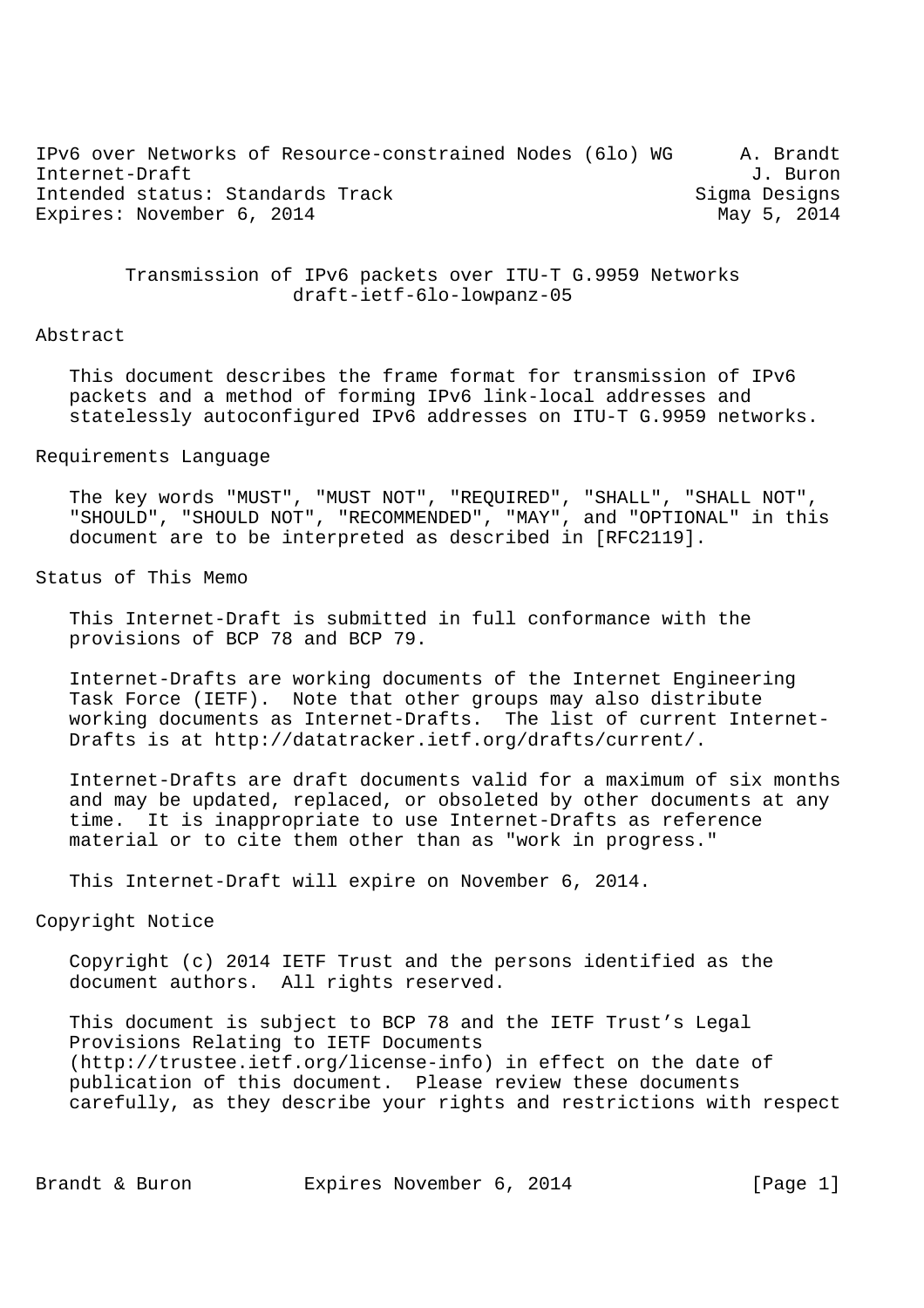IPv6 over Networks of Resource-constrained Nodes (6lo) WG A. Brandt
Internet-Draft J. Buron
Intended status: Standards Track Sigma Designs
Expires: November 6, 2014 May 5, 2014

# Transmission of IPv6 packets over ITU-T G.9959 Networks
draft-ietf-6lo-lowpanz-05

## Abstract

This document describes the frame format for transmission of IPv6 packets and a method of forming IPv6 link-local addresses and statelessly autoconfigured IPv6 addresses on ITU-T G.9959 networks.

## Requirements Language

The key words "MUST", "MUST NOT", "REQUIRED", "SHALL", "SHALL NOT", "SHOULD", "SHOULD NOT", "RECOMMENDED", "MAY", and "OPTIONAL" in this document are to be interpreted as described in [RFC2119].

## Status of This Memo

This Internet-Draft is submitted in full conformance with the provisions of BCP 78 and BCP 79.

Internet-Drafts are working documents of the Internet Engineering Task Force (IETF). Note that other groups may also distribute working documents as Internet-Drafts. The list of current Internet-Drafts is at http://datatracker.ietf.org/drafts/current/.

Internet-Drafts are draft documents valid for a maximum of six months and may be updated, replaced, or obsoleted by other documents at any time. It is inappropriate to use Internet-Drafts as reference material or to cite them other than as "work in progress."

This Internet-Draft will expire on November 6, 2014.

## Copyright Notice

Copyright (c) 2014 IETF Trust and the persons identified as the document authors. All rights reserved.

This document is subject to BCP 78 and the IETF Trust's Legal Provisions Relating to IETF Documents (http://trustee.ietf.org/license-info) in effect on the date of publication of this document. Please review these documents carefully, as they describe your rights and restrictions with respect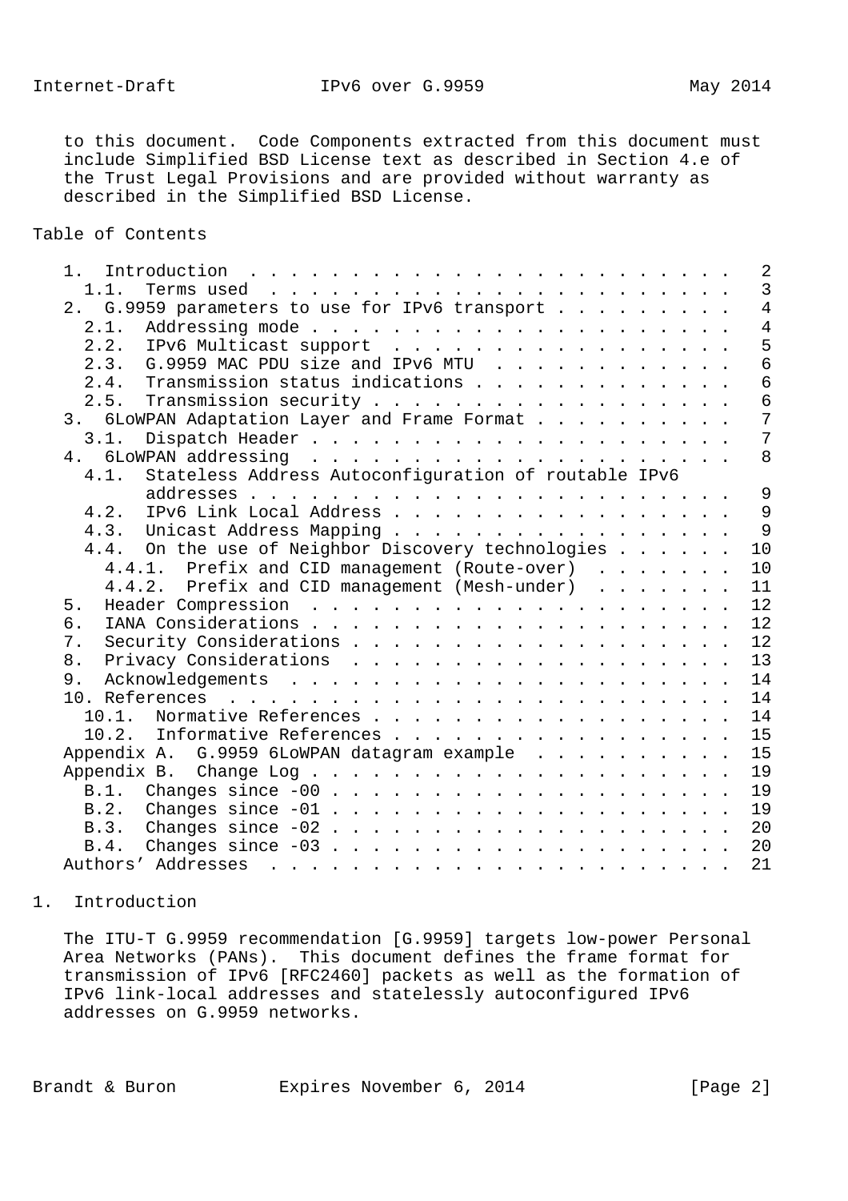to this document. Code Components extracted from this document must include Simplified BSD License text as described in Section 4.e of the Trust Legal Provisions and are provided without warranty as described in the Simplified BSD License.

## Table of Contents

```
   1.  Introduction . . . . . . . . . . . . . . . . . . . . . . . .   2
     1.1.  Terms used . . . . . . . . . . . . . . . . . . . . . . .   3
   2.  G.9959 parameters to use for IPv6 transport . . . . . . . . .   4
     2.1.  Addressing mode  . . . . . . . . . . . . . . . . . . . . .   4
     2.2.  IPv6 Multicast support . . . . . . . . . . . . . . . . . .   5
     2.3.  G.9959 MAC PDU size and IPv6 MTU . . . . . . . . . . . . .   6
     2.4.  Transmission status indications  . . . . . . . . . . . . .   6
     2.5.  Transmission security  . . . . . . . . . . . . . . . . . .   6
   3.  6LoWPAN Adaptation Layer and Frame Format  . . . . . . . . . .   7
     3.1.  Dispatch Header  . . . . . . . . . . . . . . . . . . . . .   7
   4.  6LoWPAN addressing . . . . . . . . . . . . . . . . . . . . . .   8
     4.1.  Stateless Address Autoconfiguration of routable IPv6
           addresses  . . . . . . . . . . . . . . . . . . . . . . . .   9
     4.2.  IPv6 Link Local Address  . . . . . . . . . . . . . . . . .   9
     4.3.  Unicast Address Mapping  . . . . . . . . . . . . . . . . .   9
     4.4.  On the use of Neighbor Discovery technologies  . . . . . .  10
       4.4.1.  Prefix and CID management (Route-over) . . . . . . . .  10
       4.4.2.  Prefix and CID management (Mesh-under) . . . . . . . .  11
   5.  Header Compression . . . . . . . . . . . . . . . . . . . . . .  12
   6.  IANA Considerations  . . . . . . . . . . . . . . . . . . . . .  12
   7.  Security Considerations  . . . . . . . . . . . . . . . . . . .  12
   8.  Privacy Considerations . . . . . . . . . . . . . . . . . . . .  13
   9.  Acknowledgements . . . . . . . . . . . . . . . . . . . . . . .  14
   10. References . . . . . . . . . . . . . . . . . . . . . . . . . .  14
     10.1.  Normative References  . . . . . . . . . . . . . . . . . .  14
     10.2.  Informative References  . . . . . . . . . . . . . . . . .  15
   Appendix A.  G.9959 6LoWPAN datagram example . . . . . . . . . . .  15
   Appendix B.  Change Log  . . . . . . . . . . . . . . . . . . . . .  19
     B.1.  Changes since -00  . . . . . . . . . . . . . . . . . . . .  19
     B.2.  Changes since -01  . . . . . . . . . . . . . . . . . . . .  19
     B.3.  Changes since -02  . . . . . . . . . . . . . . . . . . . .  20
     B.4.  Changes since -03  . . . . . . . . . . . . . . . . . . . .  20
   Authors' Addresses . . . . . . . . . . . . . . . . . . . . . . . .  21
```

## 1. Introduction

The ITU-T G.9959 recommendation [G.9959] targets low-power Personal Area Networks (PANs). This document defines the frame format for transmission of IPv6 [RFC2460] packets as well as the formation of IPv6 link-local addresses and statelessly autoconfigured IPv6 addresses on G.9959 networks.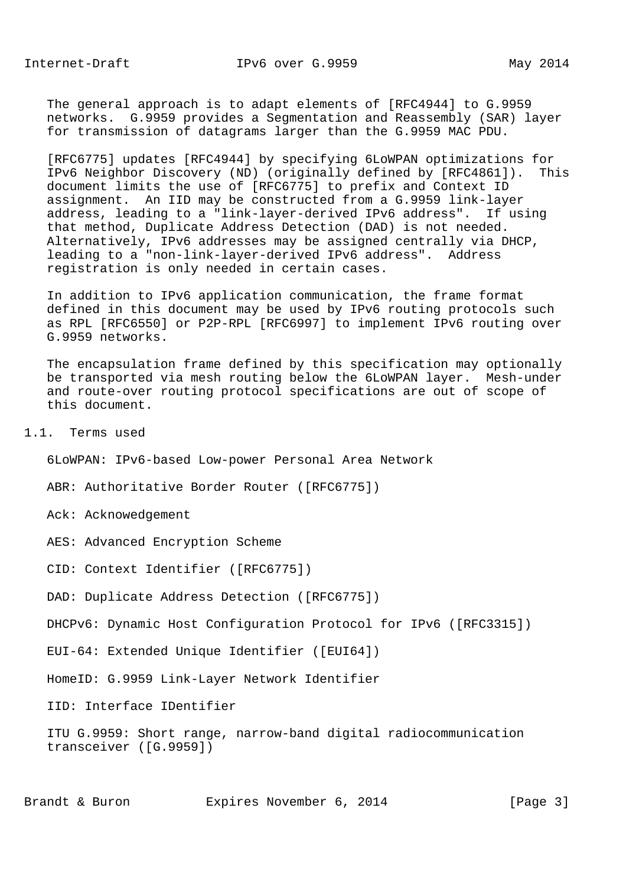The general approach is to adapt elements of [RFC4944] to G.9959 networks. G.9959 provides a Segmentation and Reassembly (SAR) layer for transmission of datagrams larger than the G.9959 MAC PDU.

[RFC6775] updates [RFC4944] by specifying 6LoWPAN optimizations for IPv6 Neighbor Discovery (ND) (originally defined by [RFC4861]). This document limits the use of [RFC6775] to prefix and Context ID assignment. An IID may be constructed from a G.9959 link-layer address, leading to a "link-layer-derived IPv6 address". If using that method, Duplicate Address Detection (DAD) is not needed. Alternatively, IPv6 addresses may be assigned centrally via DHCP, leading to a "non-link-layer-derived IPv6 address". Address registration is only needed in certain cases.

In addition to IPv6 application communication, the frame format defined in this document may be used by IPv6 routing protocols such as RPL [RFC6550] or P2P-RPL [RFC6997] to implement IPv6 routing over G.9959 networks.

The encapsulation frame defined by this specification may optionally be transported via mesh routing below the 6LoWPAN layer. Mesh-under and route-over routing protocol specifications are out of scope of this document.

## 1.1. Terms used

6LoWPAN: IPv6-based Low-power Personal Area Network

ABR: Authoritative Border Router ([RFC6775])

Ack: Acknowedgement

AES: Advanced Encryption Scheme

CID: Context Identifier ([RFC6775])

DAD: Duplicate Address Detection ([RFC6775])

DHCPv6: Dynamic Host Configuration Protocol for IPv6 ([RFC3315])

EUI-64: Extended Unique Identifier ([EUI64])

HomeID: G.9959 Link-Layer Network Identifier

IID: Interface IDentifier

ITU G.9959: Short range, narrow-band digital radiocommunication transceiver ([G.9959])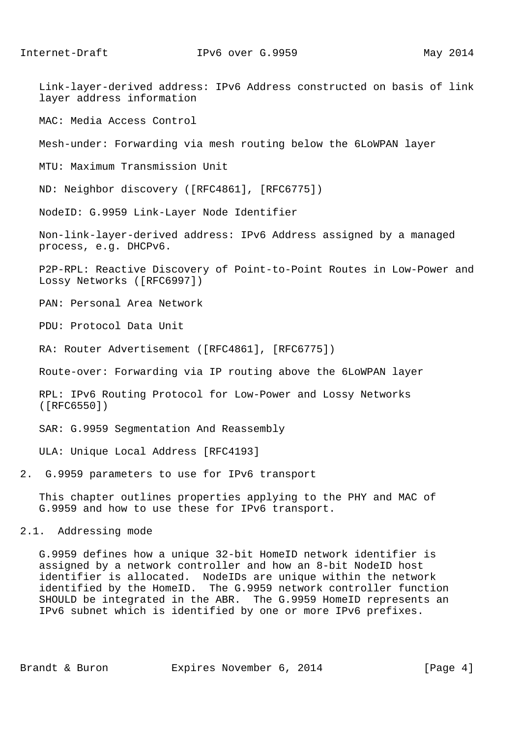Link-layer-derived address: IPv6 Address constructed on basis of link layer address information

MAC: Media Access Control

Mesh-under: Forwarding via mesh routing below the 6LoWPAN layer

MTU: Maximum Transmission Unit

ND: Neighbor discovery ([RFC4861], [RFC6775])

NodeID: G.9959 Link-Layer Node Identifier

Non-link-layer-derived address: IPv6 Address assigned by a managed process, e.g. DHCPv6.

P2P-RPL: Reactive Discovery of Point-to-Point Routes in Low-Power and Lossy Networks ([RFC6997])

PAN: Personal Area Network

PDU: Protocol Data Unit

RA: Router Advertisement ([RFC4861], [RFC6775])

Route-over: Forwarding via IP routing above the 6LoWPAN layer

RPL: IPv6 Routing Protocol for Low-Power and Lossy Networks ([RFC6550])

SAR: G.9959 Segmentation And Reassembly

ULA: Unique Local Address [RFC4193]

## 2. G.9959 parameters to use for IPv6 transport

This chapter outlines properties applying to the PHY and MAC of G.9959 and how to use these for IPv6 transport.

### 2.1. Addressing mode

G.9959 defines how a unique 32-bit HomeID network identifier is assigned by a network controller and how an 8-bit NodeID host identifier is allocated. NodeIDs are unique within the network identified by the HomeID. The G.9959 network controller function SHOULD be integrated in the ABR. The G.9959 HomeID represents an IPv6 subnet which is identified by one or more IPv6 prefixes.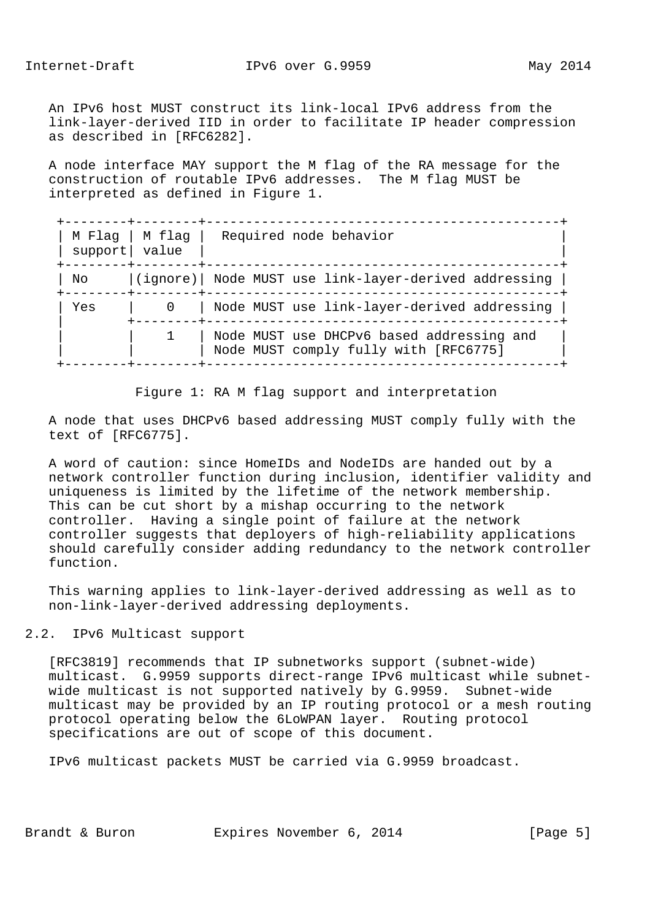An IPv6 host MUST construct its link-local IPv6 address from the link-layer-derived IID in order to facilitate IP header compression as described in [RFC6282].

A node interface MAY support the M flag of the RA message for the construction of routable IPv6 addresses. The M flag MUST be interpreted as defined in Figure 1.

| M Flag support | M flag value | Required node behavior |
|---|---|---|
| No | (ignore) | Node MUST use link-layer-derived addressing |
| Yes | 0 | Node MUST use link-layer-derived addressing |
| | 1 | Node MUST use DHCPv6 based addressing and Node MUST comply fully with [RFC6775] |

Figure 1: RA M flag support and interpretation

A node that uses DHCPv6 based addressing MUST comply fully with the text of [RFC6775].

A word of caution: since HomeIDs and NodeIDs are handed out by a network controller function during inclusion, identifier validity and uniqueness is limited by the lifetime of the network membership. This can be cut short by a mishap occurring to the network controller. Having a single point of failure at the network controller suggests that deployers of high-reliability applications should carefully consider adding redundancy to the network controller function.

This warning applies to link-layer-derived addressing as well as to non-link-layer-derived addressing deployments.

## 2.2. IPv6 Multicast support

[RFC3819] recommends that IP subnetworks support (subnet-wide) multicast. G.9959 supports direct-range IPv6 multicast while subnet-wide multicast is not supported natively by G.9959. Subnet-wide multicast may be provided by an IP routing protocol or a mesh routing protocol operating below the 6LoWPAN layer. Routing protocol specifications are out of scope of this document.

IPv6 multicast packets MUST be carried via G.9959 broadcast.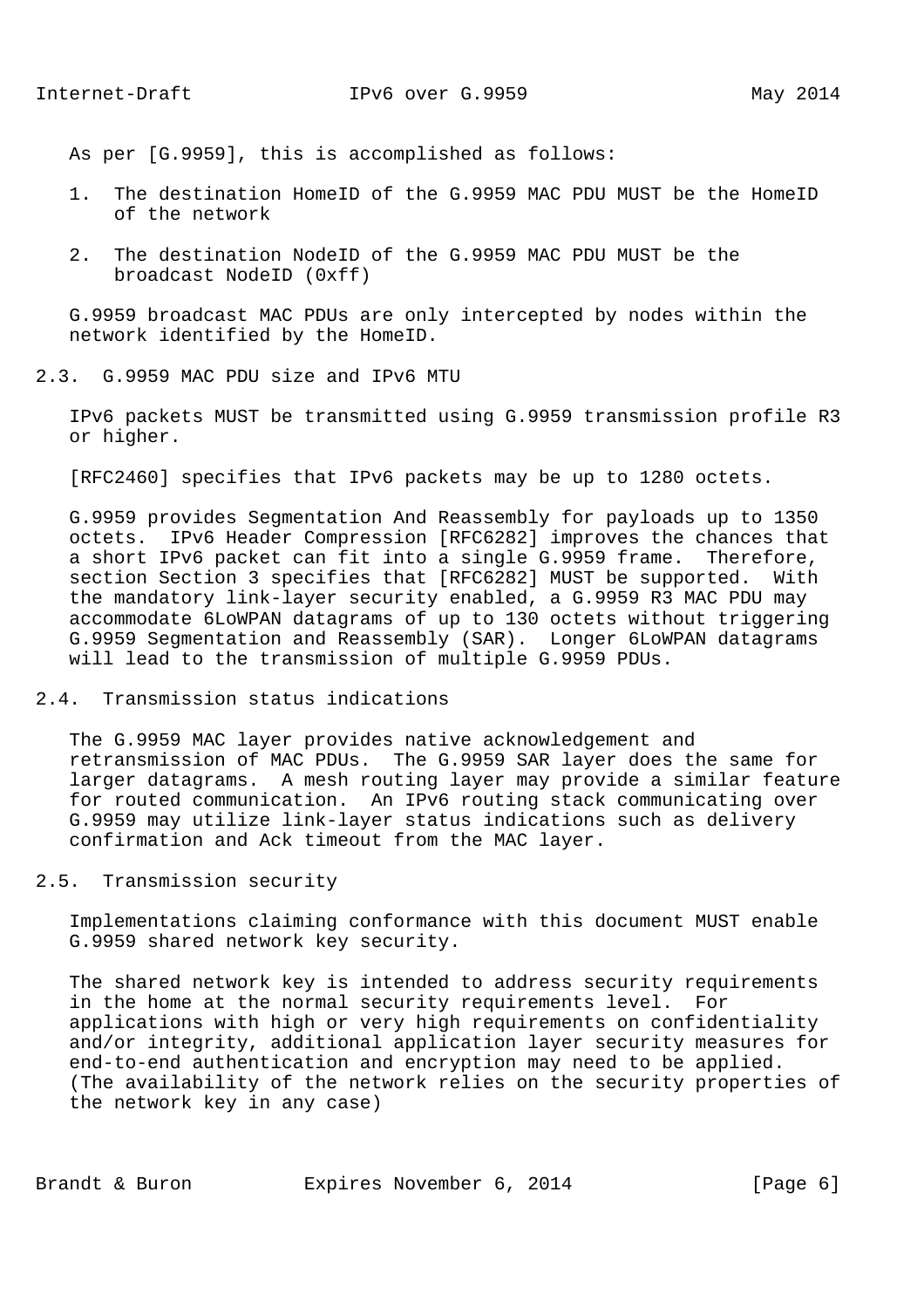As per [G.9959], this is accomplished as follows:

1. The destination HomeID of the G.9959 MAC PDU MUST be the HomeID of the network
2. The destination NodeID of the G.9959 MAC PDU MUST be the broadcast NodeID (0xff)

G.9959 broadcast MAC PDUs are only intercepted by nodes within the network identified by the HomeID.

## 2.3. G.9959 MAC PDU size and IPv6 MTU

IPv6 packets MUST be transmitted using G.9959 transmission profile R3 or higher.

[RFC2460] specifies that IPv6 packets may be up to 1280 octets.

G.9959 provides Segmentation And Reassembly for payloads up to 1350 octets. IPv6 Header Compression [RFC6282] improves the chances that a short IPv6 packet can fit into a single G.9959 frame. Therefore, section Section 3 specifies that [RFC6282] MUST be supported. With the mandatory link-layer security enabled, a G.9959 R3 MAC PDU may accommodate 6LoWPAN datagrams of up to 130 octets without triggering G.9959 Segmentation and Reassembly (SAR). Longer 6LoWPAN datagrams will lead to the transmission of multiple G.9959 PDUs.

## 2.4. Transmission status indications

The G.9959 MAC layer provides native acknowledgement and retransmission of MAC PDUs. The G.9959 SAR layer does the same for larger datagrams. A mesh routing layer may provide a similar feature for routed communication. An IPv6 routing stack communicating over G.9959 may utilize link-layer status indications such as delivery confirmation and Ack timeout from the MAC layer.

## 2.5. Transmission security

Implementations claiming conformance with this document MUST enable G.9959 shared network key security.

The shared network key is intended to address security requirements in the home at the normal security requirements level. For applications with high or very high requirements on confidentiality and/or integrity, additional application layer security measures for end-to-end authentication and encryption may need to be applied. (The availability of the network relies on the security properties of the network key in any case)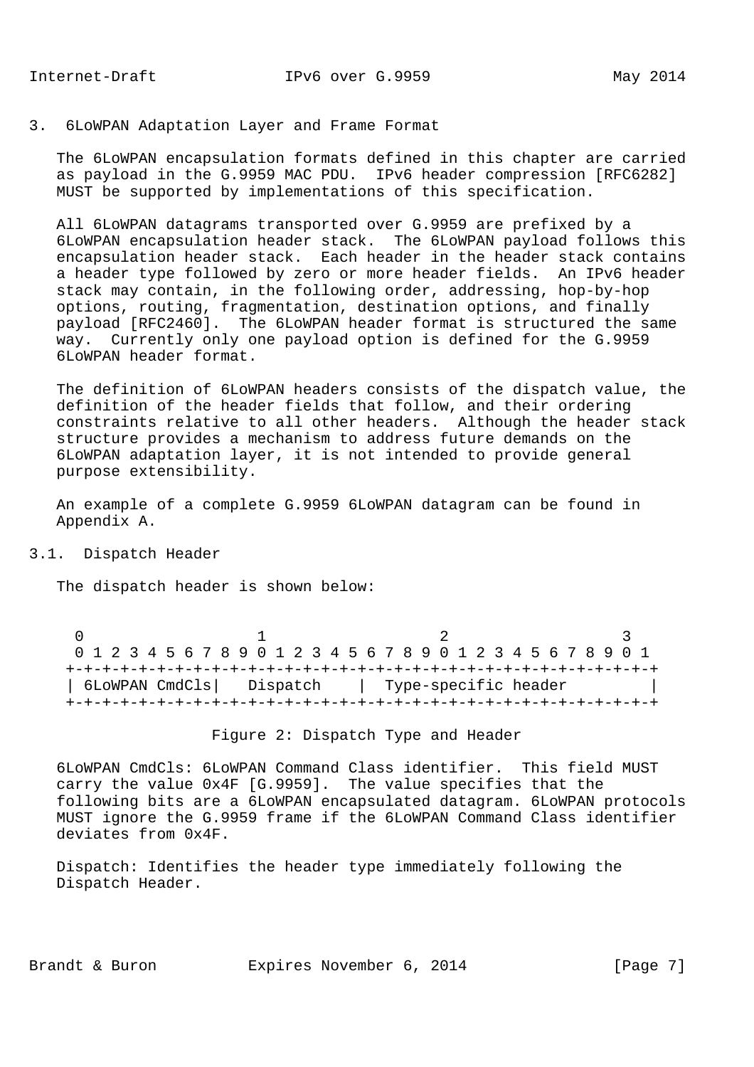## 3. 6LoWPAN Adaptation Layer and Frame Format

The 6LoWPAN encapsulation formats defined in this chapter are carried as payload in the G.9959 MAC PDU. IPv6 header compression [RFC6282] MUST be supported by implementations of this specification.

All 6LoWPAN datagrams transported over G.9959 are prefixed by a 6LoWPAN encapsulation header stack. The 6LoWPAN payload follows this encapsulation header stack. Each header in the header stack contains a header type followed by zero or more header fields. An IPv6 header stack may contain, in the following order, addressing, hop-by-hop options, routing, fragmentation, destination options, and finally payload [RFC2460]. The 6LoWPAN header format is structured the same way. Currently only one payload option is defined for the G.9959 6LoWPAN header format.

The definition of 6LoWPAN headers consists of the dispatch value, the definition of the header fields that follow, and their ordering constraints relative to all other headers. Although the header stack structure provides a mechanism to address future demands on the 6LoWPAN adaptation layer, it is not intended to provide general purpose extensibility.

An example of a complete G.9959 6LoWPAN datagram can be found in Appendix A.

### 3.1. Dispatch Header

The dispatch header is shown below:

```
 0                   1                   2                   3
 0 1 2 3 4 5 6 7 8 9 0 1 2 3 4 5 6 7 8 9 0 1 2 3 4 5 6 7 8 9 0 1
+-+-+-+-+-+-+-+-+-+-+-+-+-+-+-+-+-+-+-+-+-+-+-+-+-+-+-+-+-+-+-+-+
| 6LoWPAN CmdCls|   Dispatch    |  Type-specific header         |
+-+-+-+-+-+-+-+-+-+-+-+-+-+-+-+-+-+-+-+-+-+-+-+-+-+-+-+-+-+-+-+-+
```

Figure 2: Dispatch Type and Header

6LoWPAN CmdCls: 6LoWPAN Command Class identifier. This field MUST carry the value 0x4F [G.9959]. The value specifies that the following bits are a 6LoWPAN encapsulated datagram. 6LoWPAN protocols MUST ignore the G.9959 frame if the 6LoWPAN Command Class identifier deviates from 0x4F.

Dispatch: Identifies the header type immediately following the Dispatch Header.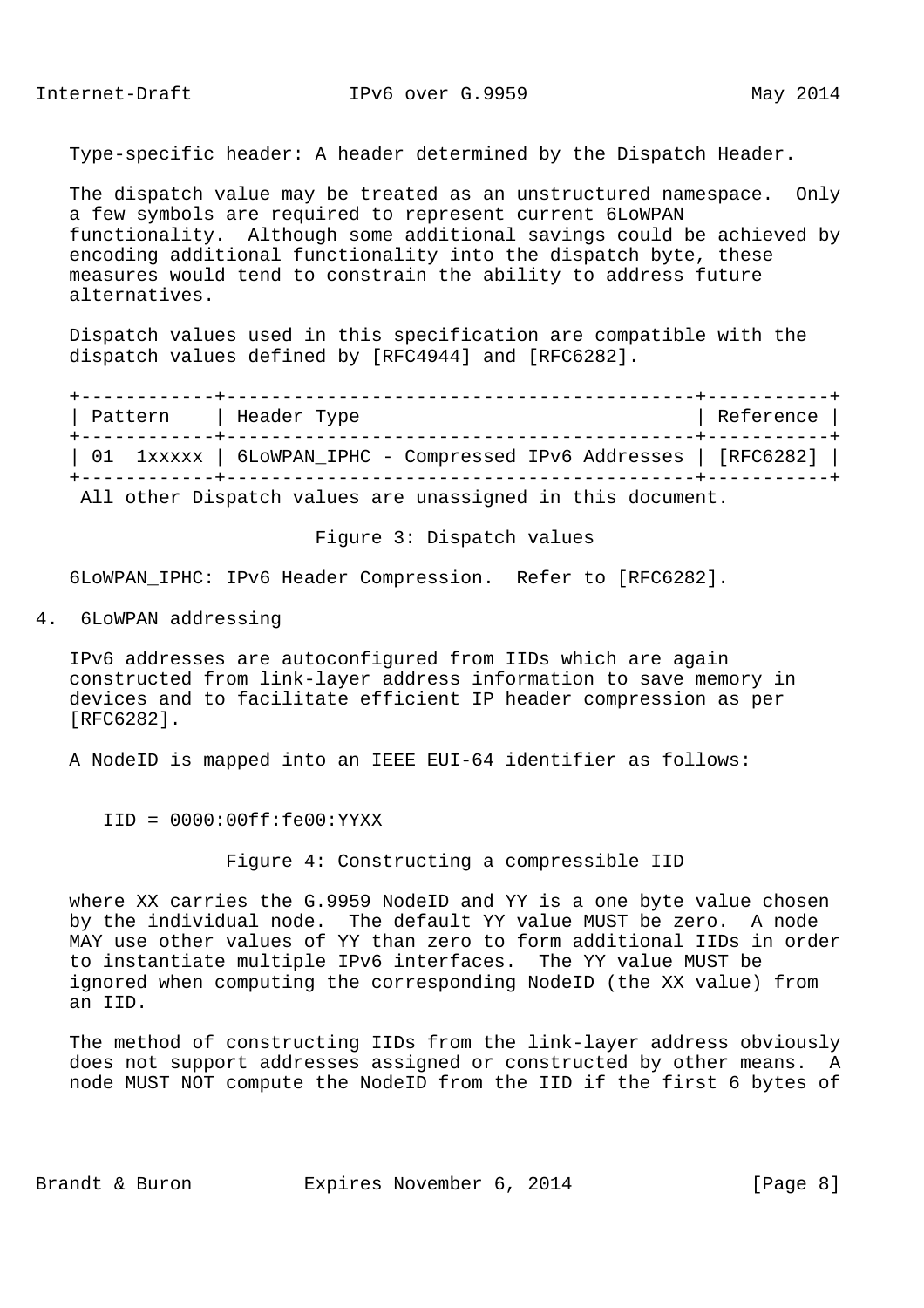Type-specific header: A header determined by the Dispatch Header.

The dispatch value may be treated as an unstructured namespace. Only a few symbols are required to represent current 6LoWPAN functionality. Although some additional savings could be achieved by encoding additional functionality into the dispatch byte, these measures would tend to constrain the ability to address future alternatives.

Dispatch values used in this specification are compatible with the dispatch values defined by [RFC4944] and [RFC6282].

| Pattern | Header Type | Reference |
|---|---|---|
| 01 1xxxxx | 6LoWPAN_IPHC - Compressed IPv6 Addresses | [RFC6282] |

All other Dispatch values are unassigned in this document.

Figure 3: Dispatch values

6LoWPAN_IPHC: IPv6 Header Compression. Refer to [RFC6282].

## 4. 6LoWPAN addressing

IPv6 addresses are autoconfigured from IIDs which are again constructed from link-layer address information to save memory in devices and to facilitate efficient IP header compression as per [RFC6282].

A NodeID is mapped into an IEEE EUI-64 identifier as follows:

```
IID = 0000:00ff:fe00:YYXX
```

Figure 4: Constructing a compressible IID

where XX carries the G.9959 NodeID and YY is a one byte value chosen by the individual node. The default YY value MUST be zero. A node MAY use other values of YY than zero to form additional IIDs in order to instantiate multiple IPv6 interfaces. The YY value MUST be ignored when computing the corresponding NodeID (the XX value) from an IID.

The method of constructing IIDs from the link-layer address obviously does not support addresses assigned or constructed by other means. A node MUST NOT compute the NodeID from the IID if the first 6 bytes of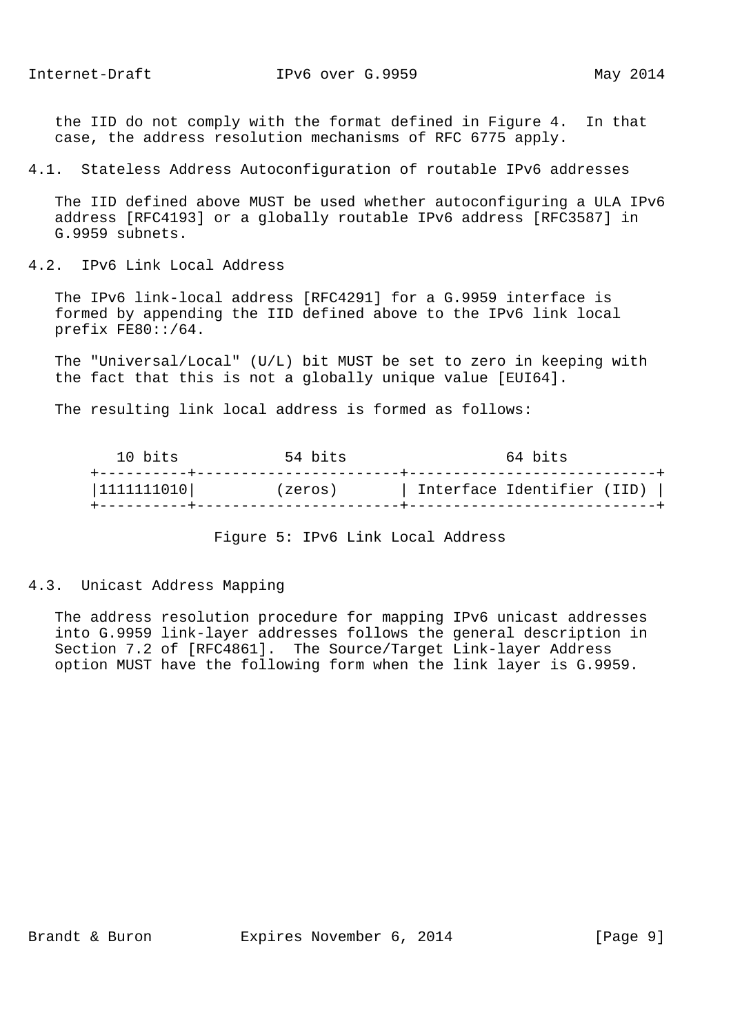the IID do not comply with the format defined in Figure 4. In that case, the address resolution mechanisms of RFC 6775 apply.

### 4.1. Stateless Address Autoconfiguration of routable IPv6 addresses

The IID defined above MUST be used whether autoconfiguring a ULA IPv6 address [RFC4193] or a globally routable IPv6 address [RFC3587] in G.9959 subnets.

### 4.2. IPv6 Link Local Address

The IPv6 link-local address [RFC4291] for a G.9959 interface is formed by appending the IID defined above to the IPv6 link local prefix FE80::/64.

The "Universal/Local" (U/L) bit MUST be set to zero in keeping with the fact that this is not a globally unique value [EUI64].

The resulting link local address is formed as follows:

```
   10 bits            54 bits                  64 bits
 +----------+-----------------------+----------------------------+
 |1111111010|        (zeros)        | Interface Identifier (IID) |
 +----------+-----------------------+----------------------------+
```

Figure 5: IPv6 Link Local Address

### 4.3. Unicast Address Mapping

The address resolution procedure for mapping IPv6 unicast addresses into G.9959 link-layer addresses follows the general description in Section 7.2 of [RFC4861]. The Source/Target Link-layer Address option MUST have the following form when the link layer is G.9959.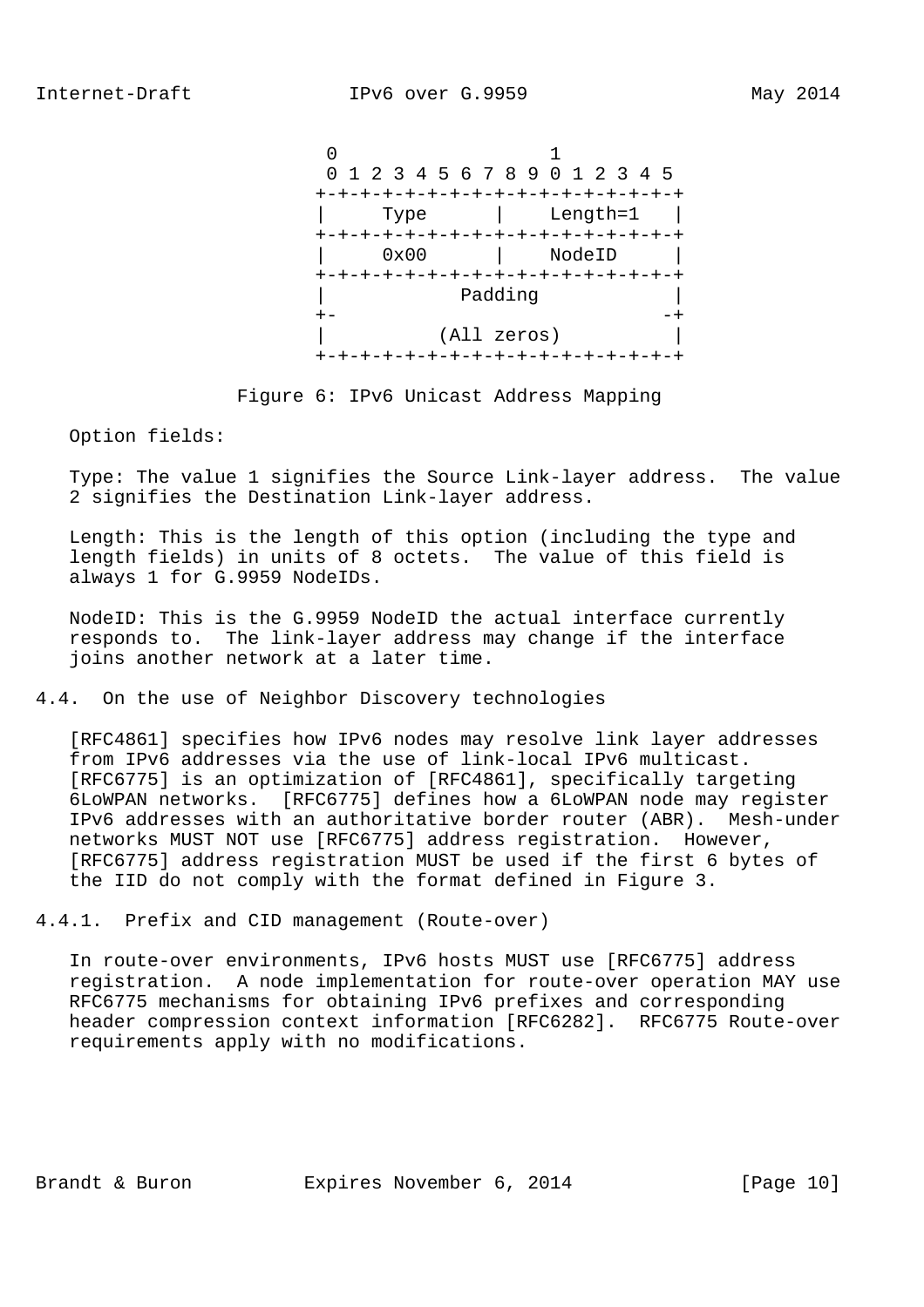```
  0                   1
  0 1 2 3 4 5 6 7 8 9 0 1 2 3 4 5
 +-+-+-+-+-+-+-+-+-+-+-+-+-+-+-+-+
 |     Type      |    Length=1   |
 +-+-+-+-+-+-+-+-+-+-+-+-+-+-+-+-+
 |     0x00      |    NodeID     |
 +-+-+-+-+-+-+-+-+-+-+-+-+-+-+-+-+
 |            Padding            |
 +-                             -+
 |          (All zeros)          |
 +-+-+-+-+-+-+-+-+-+-+-+-+-+-+-+-+
```

Figure 6: IPv6 Unicast Address Mapping

Option fields:

Type: The value 1 signifies the Source Link-layer address. The value 2 signifies the Destination Link-layer address.

Length: This is the length of this option (including the type and length fields) in units of 8 octets. The value of this field is always 1 for G.9959 NodeIDs.

NodeID: This is the G.9959 NodeID the actual interface currently responds to. The link-layer address may change if the interface joins another network at a later time.

### 4.4. On the use of Neighbor Discovery technologies

[RFC4861] specifies how IPv6 nodes may resolve link layer addresses from IPv6 addresses via the use of link-local IPv6 multicast. [RFC6775] is an optimization of [RFC4861], specifically targeting 6LoWPAN networks. [RFC6775] defines how a 6LoWPAN node may register IPv6 addresses with an authoritative border router (ABR). Mesh-under networks MUST NOT use [RFC6775] address registration. However, [RFC6775] address registration MUST be used if the first 6 bytes of the IID do not comply with the format defined in Figure 3.

#### 4.4.1. Prefix and CID management (Route-over)

In route-over environments, IPv6 hosts MUST use [RFC6775] address registration. A node implementation for route-over operation MAY use RFC6775 mechanisms for obtaining IPv6 prefixes and corresponding header compression context information [RFC6282]. RFC6775 Route-over requirements apply with no modifications.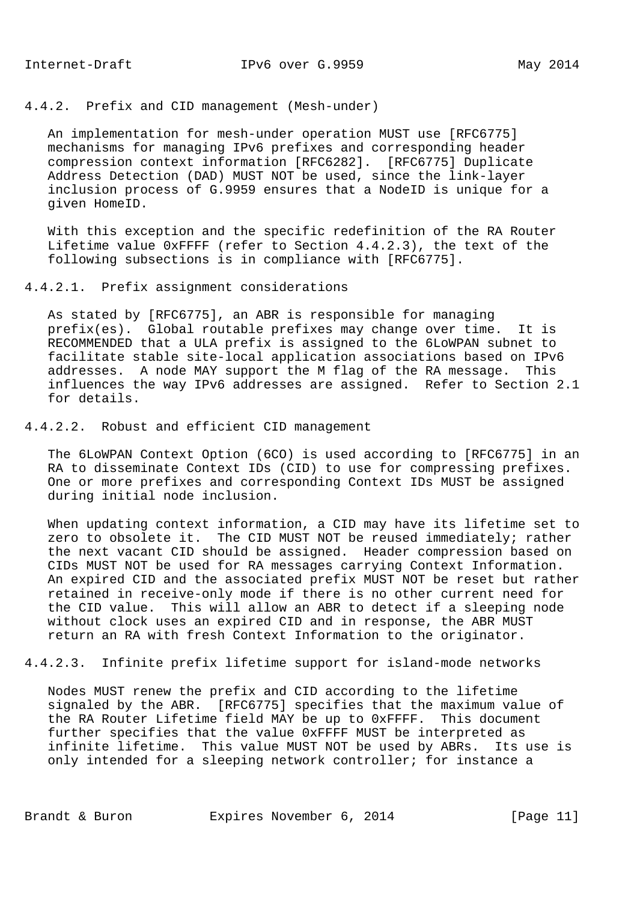### 4.4.2. Prefix and CID management (Mesh-under)

An implementation for mesh-under operation MUST use [RFC6775] mechanisms for managing IPv6 prefixes and corresponding header compression context information [RFC6282]. [RFC6775] Duplicate Address Detection (DAD) MUST NOT be used, since the link-layer inclusion process of G.9959 ensures that a NodeID is unique for a given HomeID.

With this exception and the specific redefinition of the RA Router Lifetime value 0xFFFF (refer to Section 4.4.2.3), the text of the following subsections is in compliance with [RFC6775].

#### 4.4.2.1. Prefix assignment considerations

As stated by [RFC6775], an ABR is responsible for managing prefix(es). Global routable prefixes may change over time. It is RECOMMENDED that a ULA prefix is assigned to the 6LoWPAN subnet to facilitate stable site-local application associations based on IPv6 addresses. A node MAY support the M flag of the RA message. This influences the way IPv6 addresses are assigned. Refer to Section 2.1 for details.

#### 4.4.2.2. Robust and efficient CID management

The 6LoWPAN Context Option (6CO) is used according to [RFC6775] in an RA to disseminate Context IDs (CID) to use for compressing prefixes. One or more prefixes and corresponding Context IDs MUST be assigned during initial node inclusion.

When updating context information, a CID may have its lifetime set to zero to obsolete it. The CID MUST NOT be reused immediately; rather the next vacant CID should be assigned. Header compression based on CIDs MUST NOT be used for RA messages carrying Context Information. An expired CID and the associated prefix MUST NOT be reset but rather retained in receive-only mode if there is no other current need for the CID value. This will allow an ABR to detect if a sleeping node without clock uses an expired CID and in response, the ABR MUST return an RA with fresh Context Information to the originator.

#### 4.4.2.3. Infinite prefix lifetime support for island-mode networks

Nodes MUST renew the prefix and CID according to the lifetime signaled by the ABR. [RFC6775] specifies that the maximum value of the RA Router Lifetime field MAY be up to 0xFFFF. This document further specifies that the value 0xFFFF MUST be interpreted as infinite lifetime. This value MUST NOT be used by ABRs. Its use is only intended for a sleeping network controller; for instance a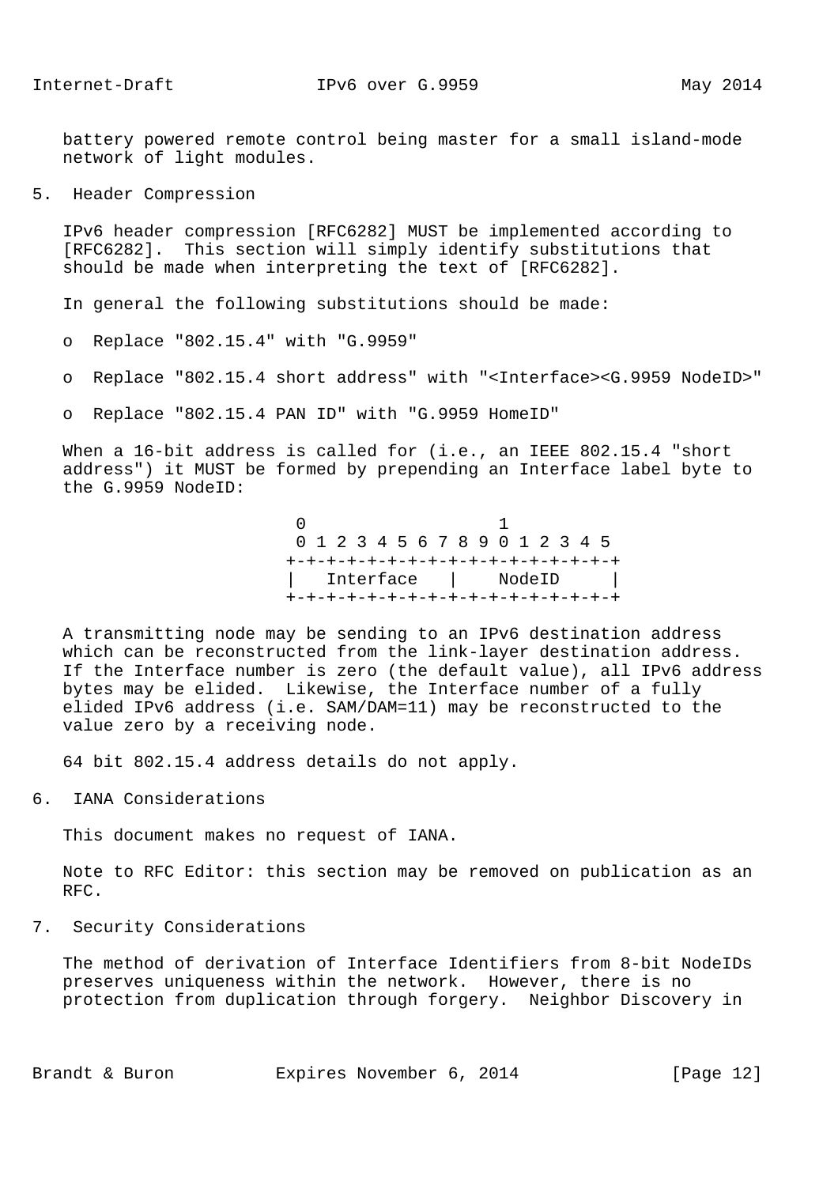battery powered remote control being master for a small island-mode network of light modules.

## 5. Header Compression

IPv6 header compression [RFC6282] MUST be implemented according to [RFC6282]. This section will simply identify substitutions that should be made when interpreting the text of [RFC6282].

In general the following substitutions should be made:

- Replace "802.15.4" with "G.9959"
- Replace "802.15.4 short address" with "<Interface><G.9959 NodeID>"
- Replace "802.15.4 PAN ID" with "G.9959 HomeID"

When a 16-bit address is called for (i.e., an IEEE 802.15.4 "short address") it MUST be formed by prepending an Interface label byte to the G.9959 NodeID:

```
 0                   1
 0 1 2 3 4 5 6 7 8 9 0 1 2 3 4 5
+-+-+-+-+-+-+-+-+-+-+-+-+-+-+-+-+
|   Interface   |    NodeID     |
+-+-+-+-+-+-+-+-+-+-+-+-+-+-+-+-+
```

A transmitting node may be sending to an IPv6 destination address which can be reconstructed from the link-layer destination address. If the Interface number is zero (the default value), all IPv6 address bytes may be elided. Likewise, the Interface number of a fully elided IPv6 address (i.e. SAM/DAM=11) may be reconstructed to the value zero by a receiving node.

64 bit 802.15.4 address details do not apply.

## 6. IANA Considerations

This document makes no request of IANA.

Note to RFC Editor: this section may be removed on publication as an RFC.

## 7. Security Considerations

The method of derivation of Interface Identifiers from 8-bit NodeIDs preserves uniqueness within the network. However, there is no protection from duplication through forgery. Neighbor Discovery in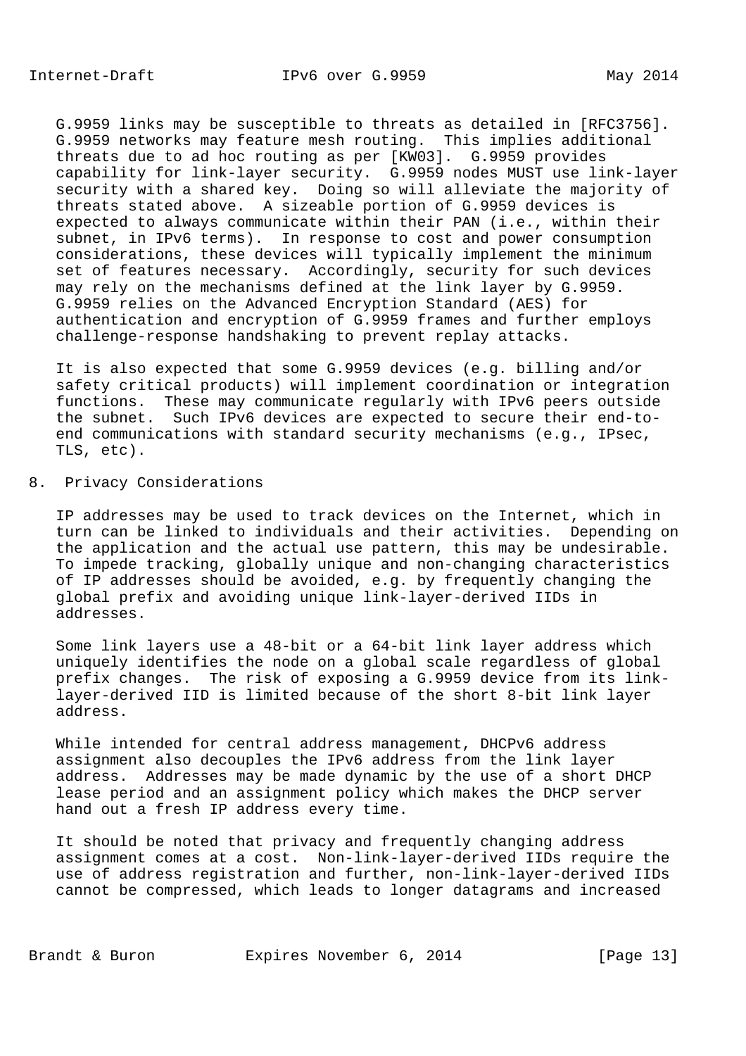G.9959 links may be susceptible to threats as detailed in [RFC3756]. G.9959 networks may feature mesh routing. This implies additional threats due to ad hoc routing as per [KW03]. G.9959 provides capability for link-layer security. G.9959 nodes MUST use link-layer security with a shared key. Doing so will alleviate the majority of threats stated above. A sizeable portion of G.9959 devices is expected to always communicate within their PAN (i.e., within their subnet, in IPv6 terms). In response to cost and power consumption considerations, these devices will typically implement the minimum set of features necessary. Accordingly, security for such devices may rely on the mechanisms defined at the link layer by G.9959. G.9959 relies on the Advanced Encryption Standard (AES) for authentication and encryption of G.9959 frames and further employs challenge-response handshaking to prevent replay attacks.

It is also expected that some G.9959 devices (e.g. billing and/or safety critical products) will implement coordination or integration functions. These may communicate regularly with IPv6 peers outside the subnet. Such IPv6 devices are expected to secure their end-to-end communications with standard security mechanisms (e.g., IPsec, TLS, etc).

## 8. Privacy Considerations

IP addresses may be used to track devices on the Internet, which in turn can be linked to individuals and their activities. Depending on the application and the actual use pattern, this may be undesirable. To impede tracking, globally unique and non-changing characteristics of IP addresses should be avoided, e.g. by frequently changing the global prefix and avoiding unique link-layer-derived IIDs in addresses.

Some link layers use a 48-bit or a 64-bit link layer address which uniquely identifies the node on a global scale regardless of global prefix changes. The risk of exposing a G.9959 device from its link-layer-derived IID is limited because of the short 8-bit link layer address.

While intended for central address management, DHCPv6 address assignment also decouples the IPv6 address from the link layer address. Addresses may be made dynamic by the use of a short DHCP lease period and an assignment policy which makes the DHCP server hand out a fresh IP address every time.

It should be noted that privacy and frequently changing address assignment comes at a cost. Non-link-layer-derived IIDs require the use of address registration and further, non-link-layer-derived IIDs cannot be compressed, which leads to longer datagrams and increased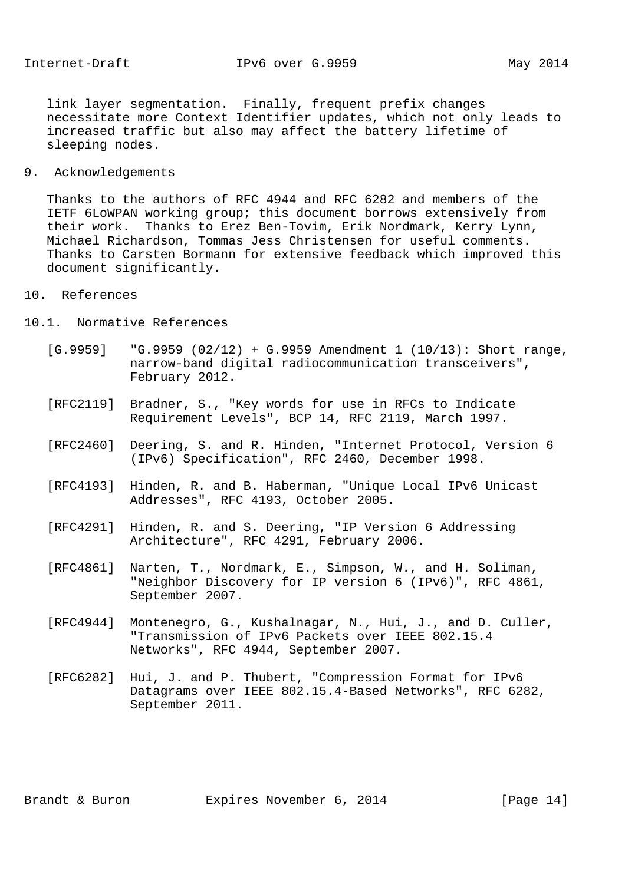link layer segmentation. Finally, frequent prefix changes necessitate more Context Identifier updates, which not only leads to increased traffic but also may affect the battery lifetime of sleeping nodes.

## 9. Acknowledgements

Thanks to the authors of RFC 4944 and RFC 6282 and members of the IETF 6LoWPAN working group; this document borrows extensively from their work. Thanks to Erez Ben-Tovim, Erik Nordmark, Kerry Lynn, Michael Richardson, Tommas Jess Christensen for useful comments. Thanks to Carsten Bormann for extensive feedback which improved this document significantly.

## 10. References

### 10.1. Normative References

[G.9959] "G.9959 (02/12) + G.9959 Amendment 1 (10/13): Short range, narrow-band digital radiocommunication transceivers", February 2012.

[RFC2119] Bradner, S., "Key words for use in RFCs to Indicate Requirement Levels", BCP 14, RFC 2119, March 1997.

[RFC2460] Deering, S. and R. Hinden, "Internet Protocol, Version 6 (IPv6) Specification", RFC 2460, December 1998.

[RFC4193] Hinden, R. and B. Haberman, "Unique Local IPv6 Unicast Addresses", RFC 4193, October 2005.

[RFC4291] Hinden, R. and S. Deering, "IP Version 6 Addressing Architecture", RFC 4291, February 2006.

[RFC4861] Narten, T., Nordmark, E., Simpson, W., and H. Soliman, "Neighbor Discovery for IP version 6 (IPv6)", RFC 4861, September 2007.

[RFC4944] Montenegro, G., Kushalnagar, N., Hui, J., and D. Culler, "Transmission of IPv6 Packets over IEEE 802.15.4 Networks", RFC 4944, September 2007.

[RFC6282] Hui, J. and P. Thubert, "Compression Format for IPv6 Datagrams over IEEE 802.15.4-Based Networks", RFC 6282, September 2011.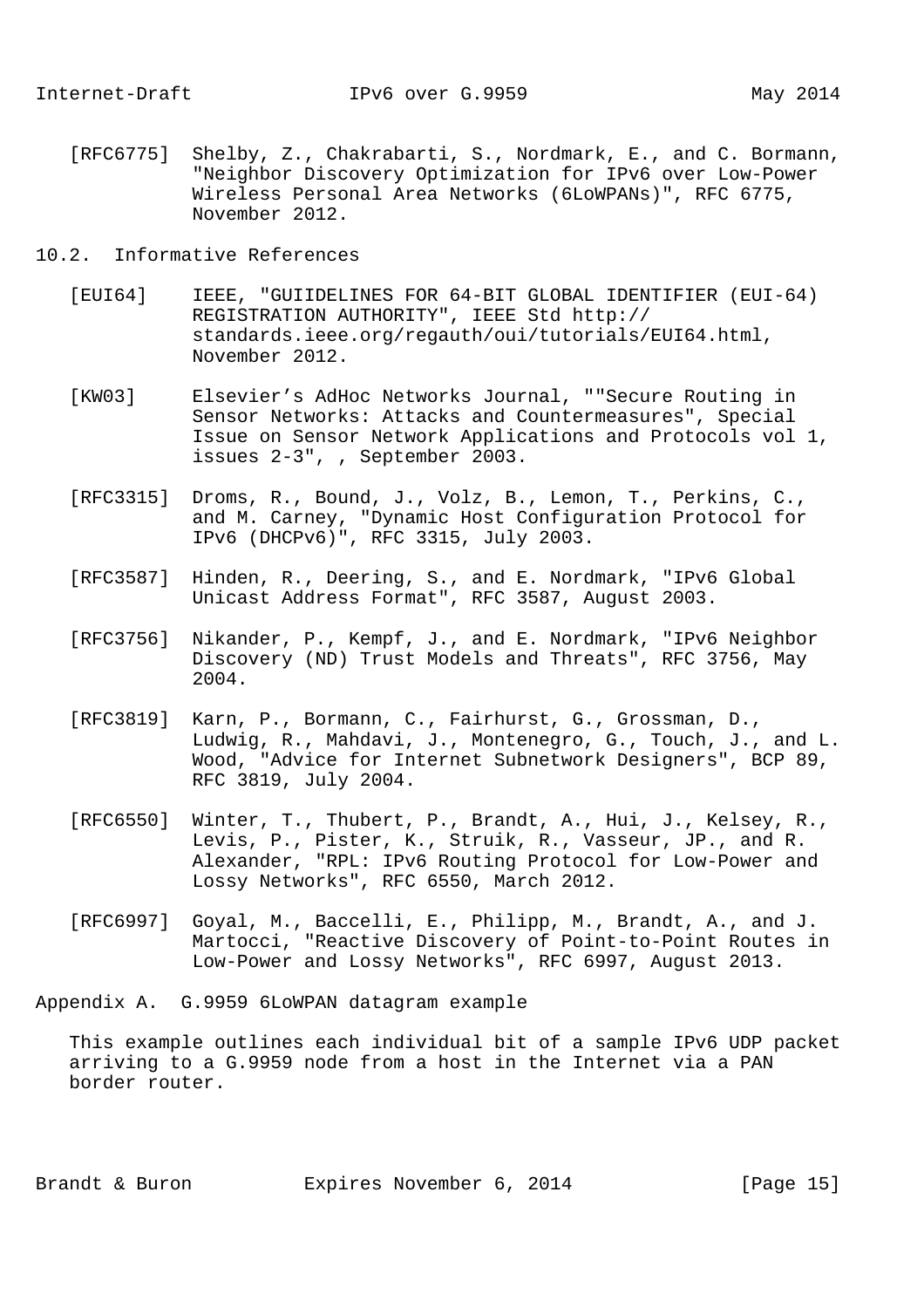[RFC6775] Shelby, Z., Chakrabarti, S., Nordmark, E., and C. Bormann, "Neighbor Discovery Optimization for IPv6 over Low-Power Wireless Personal Area Networks (6LoWPANs)", RFC 6775, November 2012.

## 10.2. Informative References

[EUI64] IEEE, "GUIIDELINES FOR 64-BIT GLOBAL IDENTIFIER (EUI-64) REGISTRATION AUTHORITY", IEEE Std http://standards.ieee.org/regauth/oui/tutorials/EUI64.html, November 2012.

[KW03] Elsevier's AdHoc Networks Journal, ""Secure Routing in Sensor Networks: Attacks and Countermeasures", Special Issue on Sensor Network Applications and Protocols vol 1, issues 2-3", , September 2003.

[RFC3315] Droms, R., Bound, J., Volz, B., Lemon, T., Perkins, C., and M. Carney, "Dynamic Host Configuration Protocol for IPv6 (DHCPv6)", RFC 3315, July 2003.

[RFC3587] Hinden, R., Deering, S., and E. Nordmark, "IPv6 Global Unicast Address Format", RFC 3587, August 2003.

[RFC3756] Nikander, P., Kempf, J., and E. Nordmark, "IPv6 Neighbor Discovery (ND) Trust Models and Threats", RFC 3756, May 2004.

[RFC3819] Karn, P., Bormann, C., Fairhurst, G., Grossman, D., Ludwig, R., Mahdavi, J., Montenegro, G., Touch, J., and L. Wood, "Advice for Internet Subnetwork Designers", BCP 89, RFC 3819, July 2004.

[RFC6550] Winter, T., Thubert, P., Brandt, A., Hui, J., Kelsey, R., Levis, P., Pister, K., Struik, R., Vasseur, JP., and R. Alexander, "RPL: IPv6 Routing Protocol for Low-Power and Lossy Networks", RFC 6550, March 2012.

[RFC6997] Goyal, M., Baccelli, E., Philipp, M., Brandt, A., and J. Martocci, "Reactive Discovery of Point-to-Point Routes in Low-Power and Lossy Networks", RFC 6997, August 2013.

# Appendix A. G.9959 6LoWPAN datagram example

This example outlines each individual bit of a sample IPv6 UDP packet arriving to a G.9959 node from a host in the Internet via a PAN border router.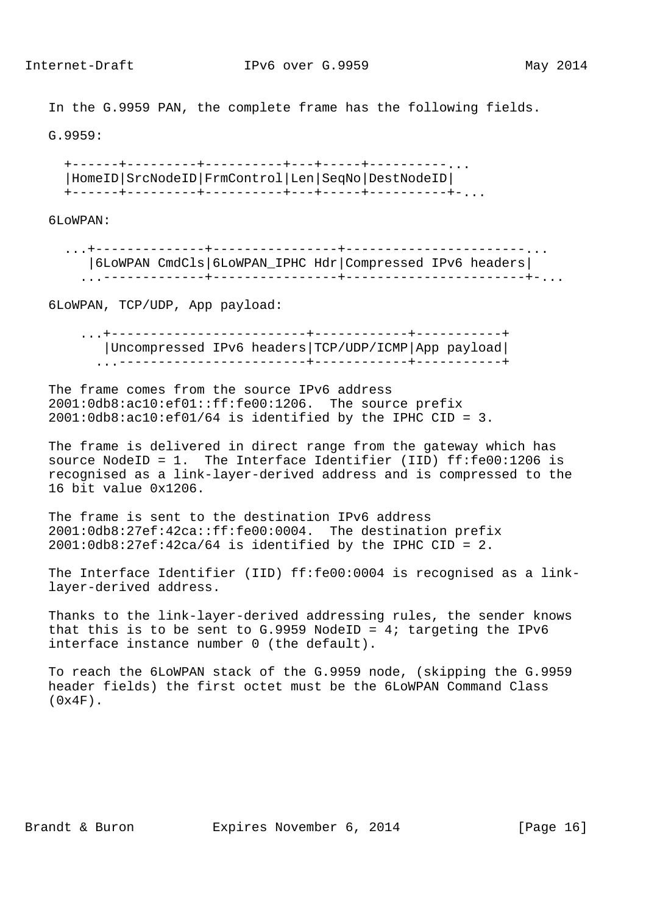In the G.9959 PAN, the complete frame has the following fields.

G.9959:

```
  +------+---------+----------+---+-----+----------...
  |HomeID|SrcNodeID|FrmControl|Len|SeqNo|DestNodeID|
  +------+---------+----------+---+-----+----------+-...
```

6LoWPAN:

```
  ...+--------------+---------------+----------------------...
     |6LoWPAN CmdCls|6LoWPAN_IPHC Hdr|Compressed IPv6 headers|
    ...-------------+---------------+----------------------+-...
```

6LoWPAN, TCP/UDP, App payload:

```
    ...+-----------------------+-----------+----------+
       |Uncompressed IPv6 headers|TCP/UDP/ICMP|App payload|
      ...----------------------+-----------+----------+
```

The frame comes from the source IPv6 address 2001:0db8:ac10:ef01::ff:fe00:1206. The source prefix 2001:0db8:ac10:ef01/64 is identified by the IPHC CID = 3.

The frame is delivered in direct range from the gateway which has source NodeID = 1. The Interface Identifier (IID) ff:fe00:1206 is recognised as a link-layer-derived address and is compressed to the 16 bit value 0x1206.

The frame is sent to the destination IPv6 address 2001:0db8:27ef:42ca::ff:fe00:0004. The destination prefix 2001:0db8:27ef:42ca/64 is identified by the IPHC CID = 2.

The Interface Identifier (IID) ff:fe00:0004 is recognised as a link-layer-derived address.

Thanks to the link-layer-derived addressing rules, the sender knows that this is to be sent to G.9959 NodeID = 4; targeting the IPv6 interface instance number 0 (the default).

To reach the 6LoWPAN stack of the G.9959 node, (skipping the G.9959 header fields) the first octet must be the 6LoWPAN Command Class (0x4F).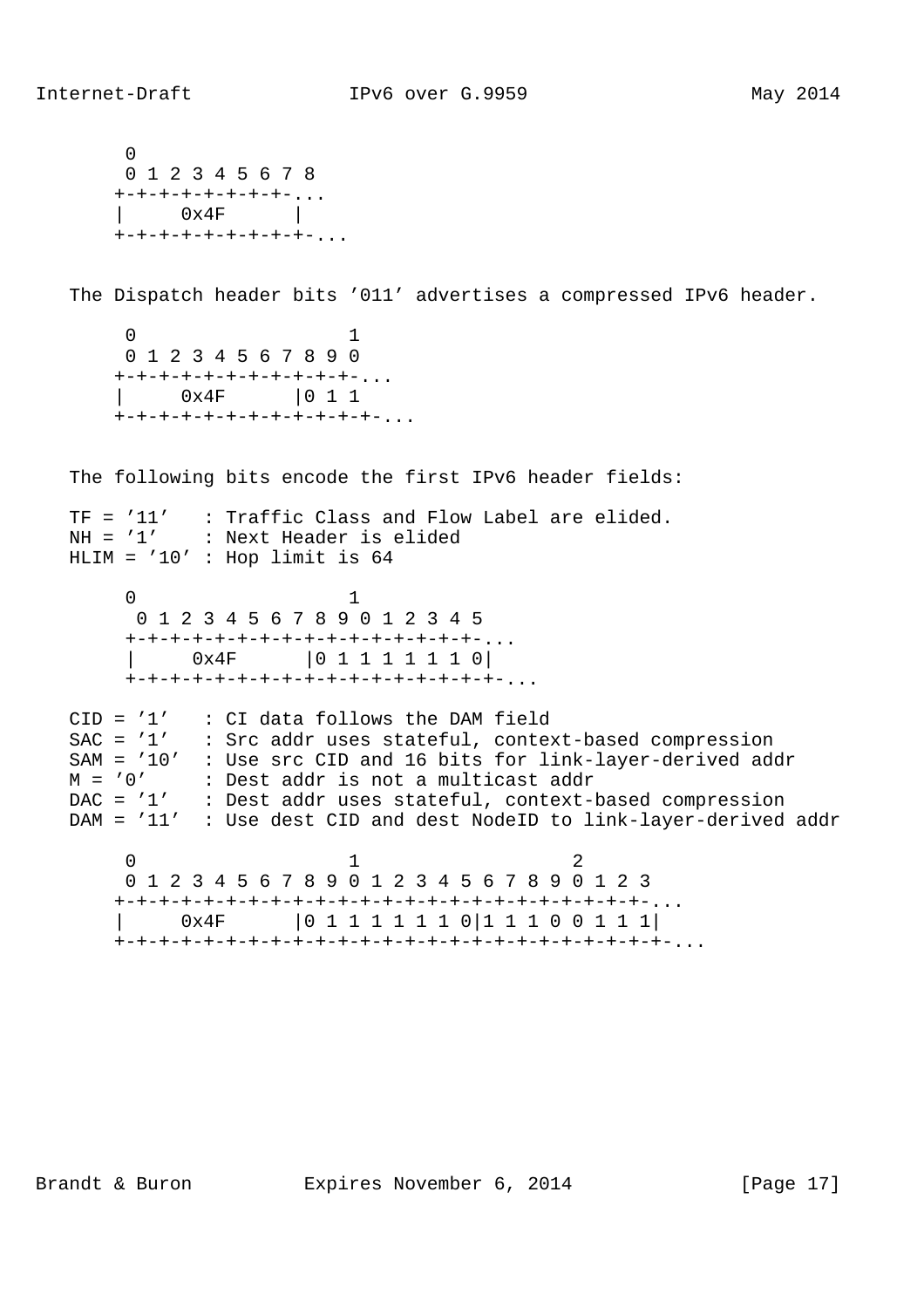```
      0
      0 1 2 3 4 5 6 7 8
     +-+-+-+-+-+-+-+-+-...
     |     0x4F      |
     +-+-+-+-+-+-+-+-+-+-...
```

The Dispatch header bits '011' advertises a compressed IPv6 header.

```
      0                   1
      0 1 2 3 4 5 6 7 8 9 0
     +-+-+-+-+-+-+-+-+-+-+-+-...
     |     0x4F      |0 1 1
     +-+-+-+-+-+-+-+-+-+-+-+-+-...
```

The following bits encode the first IPv6 header fields:

```
TF = '11'   : Traffic Class and Flow Label are elided.
NH = '1'    : Next Header is elided
HLIM = '10' : Hop limit is 64
```

```
      0                   1
       0 1 2 3 4 5 6 7 8 9 0 1 2 3 4 5
      +-+-+-+-+-+-+-+-+-+-+-+-+-+-+-+-+-...
      |     0x4F      |0 1 1 1 1 1 1 0|
      +-+-+-+-+-+-+-+-+-+-+-+-+-+-+-+-+-+-...
```

```
CID = '1'   : CI data follows the DAM field
SAC = '1'   : Src addr uses stateful, context-based compression
SAM = '10'  : Use src CID and 16 bits for link-layer-derived addr
M = '0'     : Dest addr is not a multicast addr
DAC = '1'   : Dest addr uses stateful, context-based compression
DAM = '11'  : Use dest CID and dest NodeID to link-layer-derived addr
```

```
      0                   1                   2
      0 1 2 3 4 5 6 7 8 9 0 1 2 3 4 5 6 7 8 9 0 1 2 3
     +-+-+-+-+-+-+-+-+-+-+-+-+-+-+-+-+-+-+-+-+-+-+-+-+-...
     |     0x4F      |0 1 1 1 1 1 1 0|1 1 1 0 0 1 1 1|
     +-+-+-+-+-+-+-+-+-+-+-+-+-+-+-+-+-+-+-+-+-+-+-+-+-+-...
```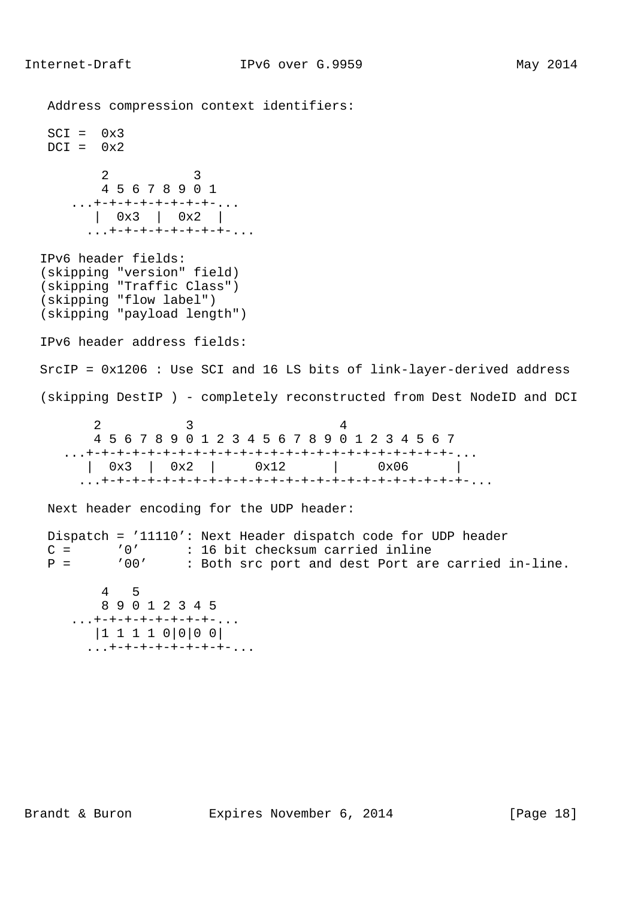Address compression context identifiers:

SCI =  0x3
DCI =  0x2

```
         2           3
         4 5 6 7 8 9 0 1
      ...+-+-+-+-+-+-+-+-...
         |  0x3  |  0x2  |
        ...+-+-+-+-+-+-+-+-...
```

IPv6 header fields:
(skipping "version" field)
(skipping "Traffic Class")
(skipping "flow label")
(skipping "payload length")

IPv6 header address fields:

SrcIP = 0x1206 : Use SCI and 16 LS bits of link-layer-derived address

(skipping DestIP ) - completely reconstructed from Dest NodeID and DCI

```
        2           3                   4
        4 5 6 7 8 9 0 1 2 3 4 5 6 7 8 9 0 1 2 3 4 5 6 7
     ...+-+-+-+-+-+-+-+-+-+-+-+-+-+-+-+-+-+-+-+-+-+-+-+-...
        |  0x3  |  0x2  |     0x12      |     0x06      |
       ...+-+-+-+-+-+-+-+-+-+-+-+-+-+-+-+-+-+-+-+-+-+-+-+-...
```

Next header encoding for the UDP header:

```
Dispatch = '11110': Next Header dispatch code for UDP header
C =      '0'      : 16 bit checksum carried inline
P =      '00'     : Both src port and dest Port are carried in-line.
```

```
         4   5
         8 9 0 1 2 3 4 5
      ...+-+-+-+-+-+-+-+-...
         |1 1 1 1 0|0|0 0|
        ...+-+-+-+-+-+-+-+-...
```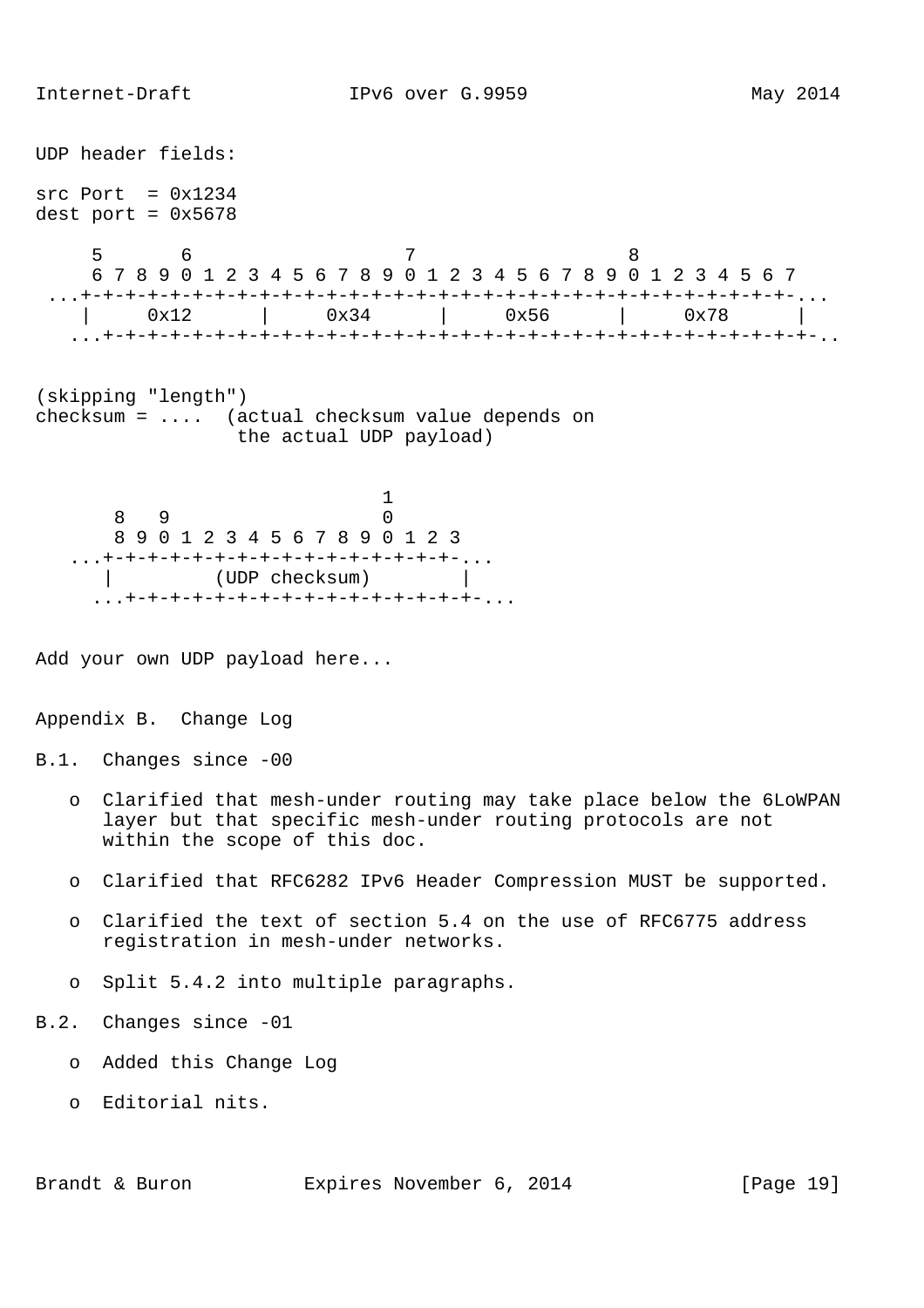UDP header fields:

src Port  = 0x1234
dest port = 0x5678

```
     5       6                   7                   8
     6 7 8 9 0 1 2 3 4 5 6 7 8 9 0 1 2 3 4 5 6 7 8 9 0 1 2 3 4 5 6 7
 ...+-+-+-+-+-+-+-+-+-+-+-+-+-+-+-+-+-+-+-+-+-+-+-+-+-+-+-+-+-+-+-+-...
    |     0x12      |     0x34      |     0x56      |     0x78      |
   ...+-+-+-+-+-+-+-+-+-+-+-+-+-+-+-+-+-+-+-+-+-+-+-+-+-+-+-+-+-+-+-+-..
```

(skipping "length")
checksum = ....  (actual checksum value depends on
                  the actual UDP payload)

```
                               1
       8   9                   0
       8 9 0 1 2 3 4 5 6 7 8 9 0 1 2 3
   ...+-+-+-+-+-+-+-+-+-+-+-+-+-+-+-+-...
      |        (UDP checksum)         |
     ...+-+-+-+-+-+-+-+-+-+-+-+-+-+-+-+-...
```

Add your own UDP payload here...

## Appendix B. Change Log

### B.1. Changes since -00

- Clarified that mesh-under routing may take place below the 6LoWPAN layer but that specific mesh-under routing protocols are not within the scope of this doc.
- Clarified that RFC6282 IPv6 Header Compression MUST be supported.
- Clarified the text of section 5.4 on the use of RFC6775 address registration in mesh-under networks.
- Split 5.4.2 into multiple paragraphs.

### B.2. Changes since -01

- Added this Change Log
- Editorial nits.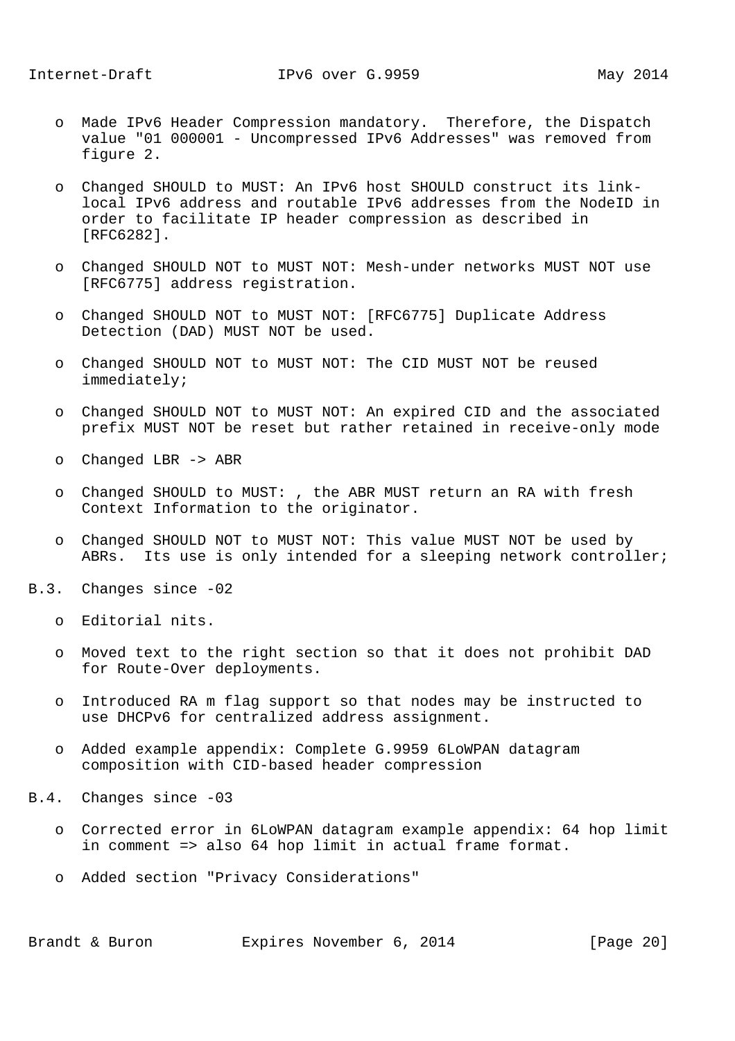- Made IPv6 Header Compression mandatory. Therefore, the Dispatch value "01 000001 - Uncompressed IPv6 Addresses" was removed from figure 2.

- Changed SHOULD to MUST: An IPv6 host SHOULD construct its link-local IPv6 address and routable IPv6 addresses from the NodeID in order to facilitate IP header compression as described in [RFC6282].

- Changed SHOULD NOT to MUST NOT: Mesh-under networks MUST NOT use [RFC6775] address registration.

- Changed SHOULD NOT to MUST NOT: [RFC6775] Duplicate Address Detection (DAD) MUST NOT be used.

- Changed SHOULD NOT to MUST NOT: The CID MUST NOT be reused immediately;

- Changed SHOULD NOT to MUST NOT: An expired CID and the associated prefix MUST NOT be reset but rather retained in receive-only mode

- Changed LBR -> ABR

- Changed SHOULD to MUST: , the ABR MUST return an RA with fresh Context Information to the originator.

- Changed SHOULD NOT to MUST NOT: This value MUST NOT be used by ABRs. Its use is only intended for a sleeping network controller;

## B.3. Changes since -02

- Editorial nits.

- Moved text to the right section so that it does not prohibit DAD for Route-Over deployments.

- Introduced RA m flag support so that nodes may be instructed to use DHCPv6 for centralized address assignment.

- Added example appendix: Complete G.9959 6LoWPAN datagram composition with CID-based header compression

## B.4. Changes since -03

- Corrected error in 6LoWPAN datagram example appendix: 64 hop limit in comment => also 64 hop limit in actual frame format.

- Added section "Privacy Considerations"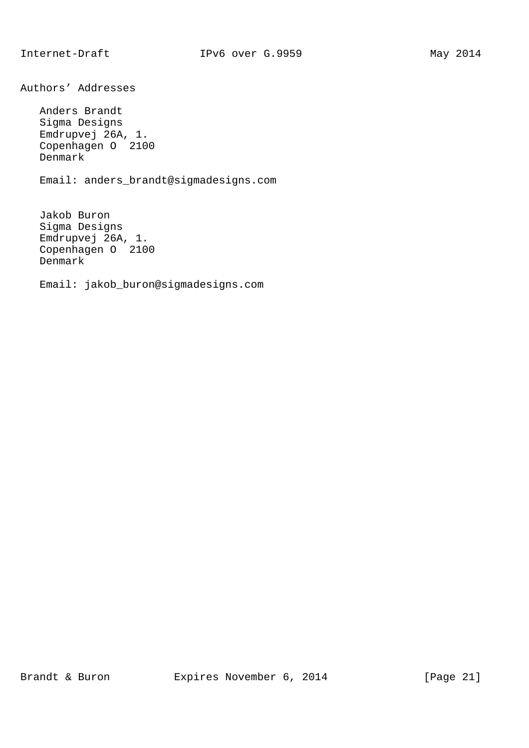## Authors' Addresses

Anders Brandt
Sigma Designs
Emdrupvej 26A, 1.
Copenhagen O  2100
Denmark

Email: anders_brandt@sigmadesigns.com

Jakob Buron
Sigma Designs
Emdrupvej 26A, 1.
Copenhagen O  2100
Denmark

Email: jakob_buron@sigmadesigns.com